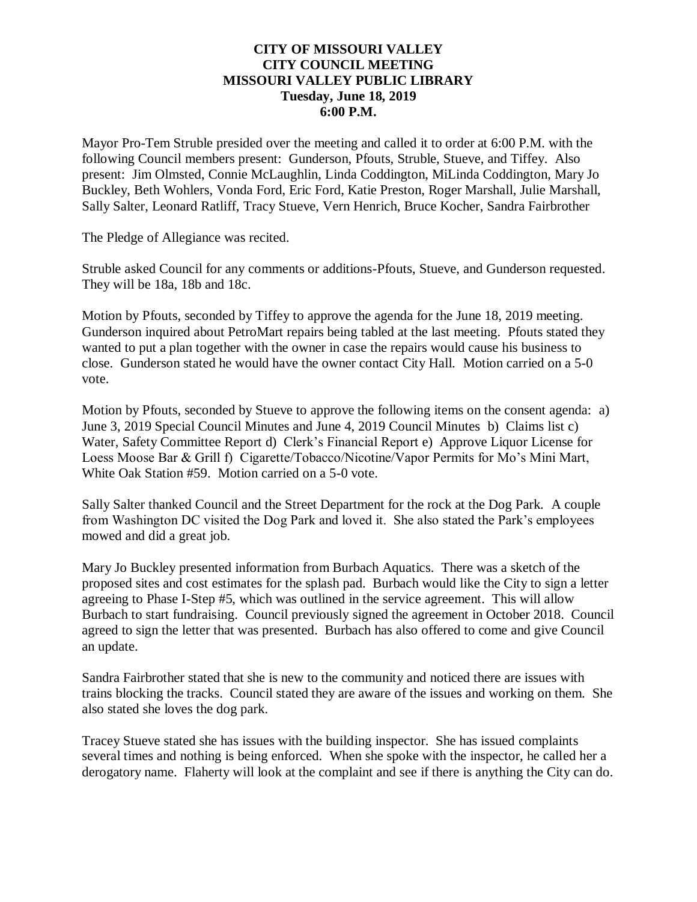**CITY OF MISSOURI VALLEY**
**CITY COUNCIL MEETING**
**MISSOURI VALLEY PUBLIC LIBRARY**
**Tuesday, June 18, 2019**
**6:00 P.M.**

Mayor Pro-Tem Struble presided over the meeting and called it to order at 6:00 P.M. with the following Council members present: Gunderson, Pfouts, Struble, Stueve, and Tiffey. Also present: Jim Olmsted, Connie McLaughlin, Linda Coddington, MiLinda Coddington, Mary Jo Buckley, Beth Wohlers, Vonda Ford, Eric Ford, Katie Preston, Roger Marshall, Julie Marshall, Sally Salter, Leonard Ratliff, Tracy Stueve, Vern Henrich, Bruce Kocher, Sandra Fairbrother

The Pledge of Allegiance was recited.

Struble asked Council for any comments or additions-Pfouts, Stueve, and Gunderson requested. They will be 18a, 18b and 18c.

Motion by Pfouts, seconded by Tiffey to approve the agenda for the June 18, 2019 meeting. Gunderson inquired about PetroMart repairs being tabled at the last meeting. Pfouts stated they wanted to put a plan together with the owner in case the repairs would cause his business to close. Gunderson stated he would have the owner contact City Hall. Motion carried on a 5-0 vote.

Motion by Pfouts, seconded by Stueve to approve the following items on the consent agenda: a) June 3, 2019 Special Council Minutes and June 4, 2019 Council Minutes b) Claims list c) Water, Safety Committee Report d) Clerk's Financial Report e) Approve Liquor License for Loess Moose Bar & Grill f) Cigarette/Tobacco/Nicotine/Vapor Permits for Mo's Mini Mart, White Oak Station #59. Motion carried on a 5-0 vote.

Sally Salter thanked Council and the Street Department for the rock at the Dog Park. A couple from Washington DC visited the Dog Park and loved it. She also stated the Park's employees mowed and did a great job.

Mary Jo Buckley presented information from Burbach Aquatics. There was a sketch of the proposed sites and cost estimates for the splash pad. Burbach would like the City to sign a letter agreeing to Phase I-Step #5, which was outlined in the service agreement. This will allow Burbach to start fundraising. Council previously signed the agreement in October 2018. Council agreed to sign the letter that was presented. Burbach has also offered to come and give Council an update.

Sandra Fairbrother stated that she is new to the community and noticed there are issues with trains blocking the tracks. Council stated they are aware of the issues and working on them. She also stated she loves the dog park.

Tracey Stueve stated she has issues with the building inspector. She has issued complaints several times and nothing is being enforced. When she spoke with the inspector, he called her a derogatory name. Flaherty will look at the complaint and see if there is anything the City can do.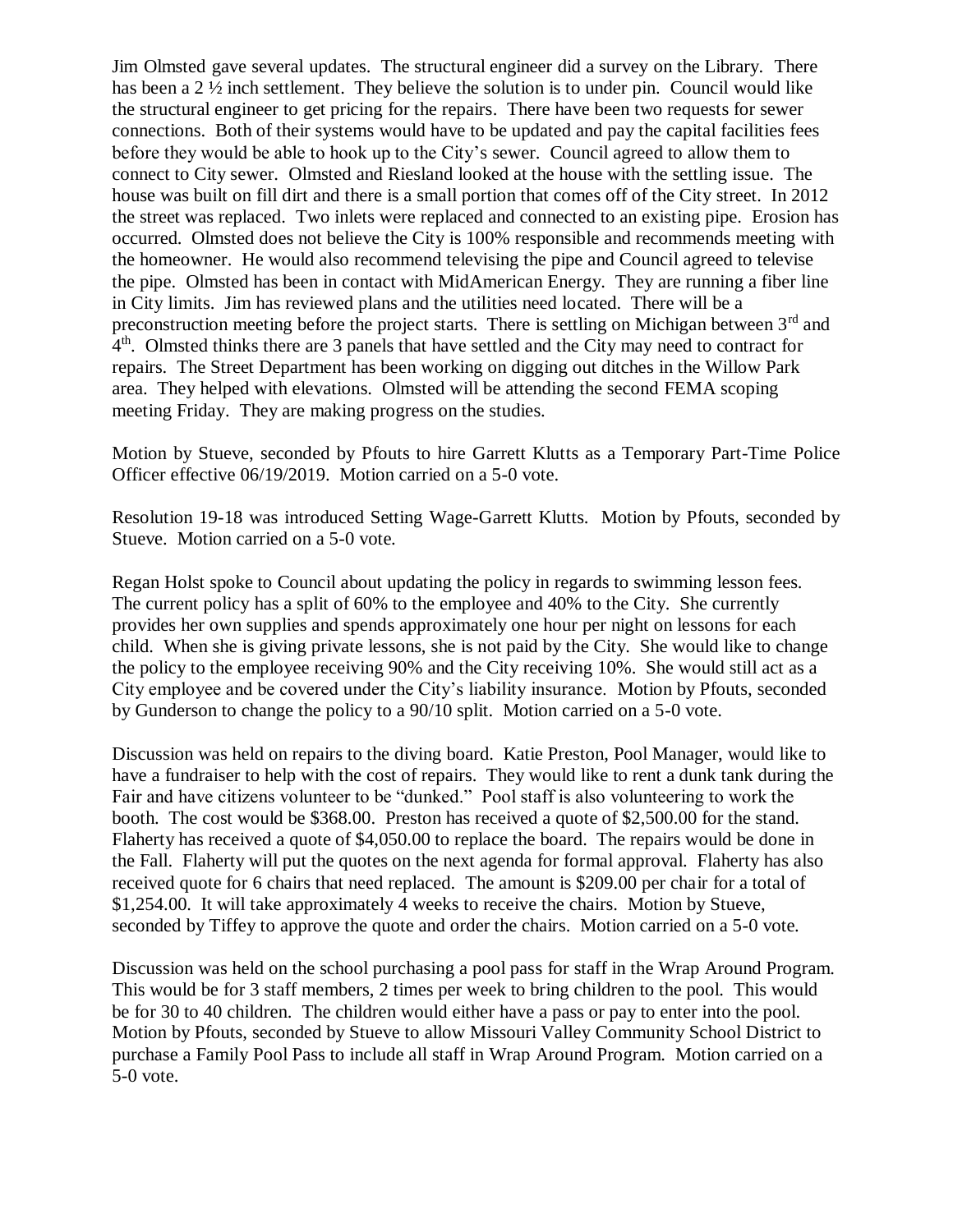Jim Olmsted gave several updates. The structural engineer did a survey on the Library. There has been a 2 ½ inch settlement. They believe the solution is to under pin. Council would like the structural engineer to get pricing for the repairs. There have been two requests for sewer connections. Both of their systems would have to be updated and pay the capital facilities fees before they would be able to hook up to the City's sewer. Council agreed to allow them to connect to City sewer. Olmsted and Riesland looked at the house with the settling issue. The house was built on fill dirt and there is a small portion that comes off of the City street. In 2012 the street was replaced. Two inlets were replaced and connected to an existing pipe. Erosion has occurred. Olmsted does not believe the City is 100% responsible and recommends meeting with the homeowner. He would also recommend televising the pipe and Council agreed to televise the pipe. Olmsted has been in contact with MidAmerican Energy. They are running a fiber line in City limits. Jim has reviewed plans and the utilities need located. There will be a preconstruction meeting before the project starts. There is settling on Michigan between 3rd and 4th. Olmsted thinks there are 3 panels that have settled and the City may need to contract for repairs. The Street Department has been working on digging out ditches in the Willow Park area. They helped with elevations. Olmsted will be attending the second FEMA scoping meeting Friday. They are making progress on the studies.

Motion by Stueve, seconded by Pfouts to hire Garrett Klutts as a Temporary Part-Time Police Officer effective 06/19/2019. Motion carried on a 5-0 vote.

Resolution 19-18 was introduced Setting Wage-Garrett Klutts. Motion by Pfouts, seconded by Stueve. Motion carried on a 5-0 vote.

Regan Holst spoke to Council about updating the policy in regards to swimming lesson fees. The current policy has a split of 60% to the employee and 40% to the City. She currently provides her own supplies and spends approximately one hour per night on lessons for each child. When she is giving private lessons, she is not paid by the City. She would like to change the policy to the employee receiving 90% and the City receiving 10%. She would still act as a City employee and be covered under the City's liability insurance. Motion by Pfouts, seconded by Gunderson to change the policy to a 90/10 split. Motion carried on a 5-0 vote.

Discussion was held on repairs to the diving board. Katie Preston, Pool Manager, would like to have a fundraiser to help with the cost of repairs. They would like to rent a dunk tank during the Fair and have citizens volunteer to be "dunked." Pool staff is also volunteering to work the booth. The cost would be $368.00. Preston has received a quote of $2,500.00 for the stand. Flaherty has received a quote of $4,050.00 to replace the board. The repairs would be done in the Fall. Flaherty will put the quotes on the next agenda for formal approval. Flaherty has also received quote for 6 chairs that need replaced. The amount is $209.00 per chair for a total of $1,254.00. It will take approximately 4 weeks to receive the chairs. Motion by Stueve, seconded by Tiffey to approve the quote and order the chairs. Motion carried on a 5-0 vote.

Discussion was held on the school purchasing a pool pass for staff in the Wrap Around Program. This would be for 3 staff members, 2 times per week to bring children to the pool. This would be for 30 to 40 children. The children would either have a pass or pay to enter into the pool. Motion by Pfouts, seconded by Stueve to allow Missouri Valley Community School District to purchase a Family Pool Pass to include all staff in Wrap Around Program. Motion carried on a 5-0 vote.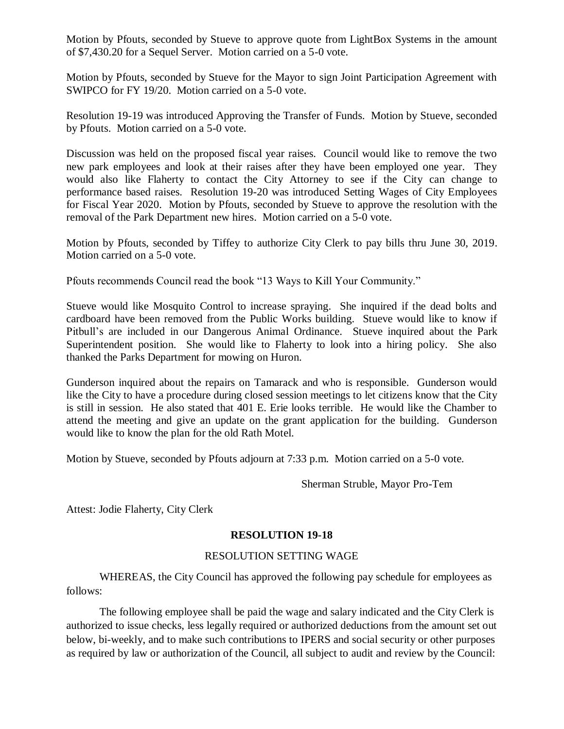Motion by Pfouts, seconded by Stueve to approve quote from LightBox Systems in the amount of $7,430.20 for a Sequel Server. Motion carried on a 5-0 vote.

Motion by Pfouts, seconded by Stueve for the Mayor to sign Joint Participation Agreement with SWIPCO for FY 19/20. Motion carried on a 5-0 vote.

Resolution 19-19 was introduced Approving the Transfer of Funds. Motion by Stueve, seconded by Pfouts. Motion carried on a 5-0 vote.

Discussion was held on the proposed fiscal year raises. Council would like to remove the two new park employees and look at their raises after they have been employed one year. They would also like Flaherty to contact the City Attorney to see if the City can change to performance based raises. Resolution 19-20 was introduced Setting Wages of City Employees for Fiscal Year 2020. Motion by Pfouts, seconded by Stueve to approve the resolution with the removal of the Park Department new hires. Motion carried on a 5-0 vote.

Motion by Pfouts, seconded by Tiffey to authorize City Clerk to pay bills thru June 30, 2019. Motion carried on a 5-0 vote.

Pfouts recommends Council read the book "13 Ways to Kill Your Community."

Stueve would like Mosquito Control to increase spraying. She inquired if the dead bolts and cardboard have been removed from the Public Works building. Stueve would like to know if Pitbull's are included in our Dangerous Animal Ordinance. Stueve inquired about the Park Superintendent position. She would like to Flaherty to look into a hiring policy. She also thanked the Parks Department for mowing on Huron.

Gunderson inquired about the repairs on Tamarack and who is responsible. Gunderson would like the City to have a procedure during closed session meetings to let citizens know that the City is still in session. He also stated that 401 E. Erie looks terrible. He would like the Chamber to attend the meeting and give an update on the grant application for the building. Gunderson would like to know the plan for the old Rath Motel.

Motion by Stueve, seconded by Pfouts adjourn at 7:33 p.m. Motion carried on a 5-0 vote.

Sherman Struble, Mayor Pro-Tem

Attest: Jodie Flaherty, City Clerk

**RESOLUTION 19-18**

RESOLUTION SETTING WAGE

WHEREAS, the City Council has approved the following pay schedule for employees as follows:

The following employee shall be paid the wage and salary indicated and the City Clerk is authorized to issue checks, less legally required or authorized deductions from the amount set out below, bi-weekly, and to make such contributions to IPERS and social security or other purposes as required by law or authorization of the Council, all subject to audit and review by the Council: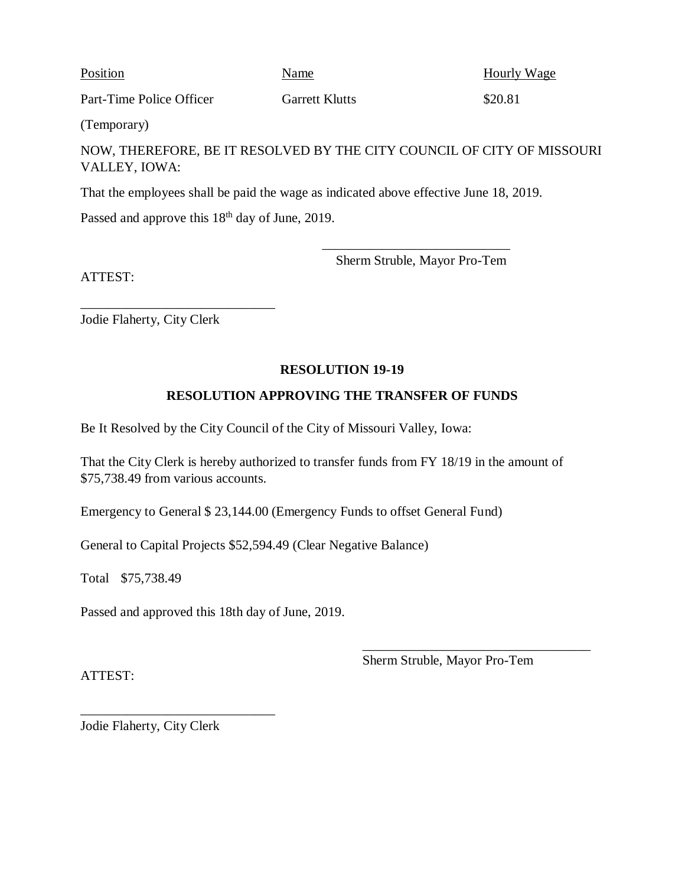| Position | Name | Hourly Wage |
| --- | --- | --- |
| Part-Time Police Officer | Garrett Klutts | \$20.81 |
| (Temporary) | | |

NOW, THEREFORE, BE IT RESOLVED BY THE CITY COUNCIL OF CITY OF MISSOURI VALLEY, IOWA:

That the employees shall be paid the wage as indicated above effective June 18, 2019.

Passed and approve this 18th day of June, 2019.

\_\_\_\_\_\_\_\_\_\_\_\_\_\_\_\_\_\_\_\_\_\_\_\_\_\_\_\_
Sherm Struble, Mayor Pro-Tem

ATTEST:

\_\_\_\_\_\_\_\_\_\_\_\_\_\_\_\_\_\_\_\_\_\_\_\_\_\_\_\_
Jodie Flaherty, City Clerk

**RESOLUTION 19-19**

**RESOLUTION APPROVING THE TRANSFER OF FUNDS**

Be It Resolved by the City Council of the City of Missouri Valley, Iowa:

That the City Clerk is hereby authorized to transfer funds from FY 18/19 in the amount of \$75,738.49 from various accounts.

Emergency to General \$ 23,144.00 (Emergency Funds to offset General Fund)

General to Capital Projects \$52,594.49 (Clear Negative Balance)

Total \$75,738.49

Passed and approved this 18th day of June, 2019.

\_\_\_\_\_\_\_\_\_\_\_\_\_\_\_\_\_\_\_\_\_\_\_\_\_\_\_\_
Sherm Struble, Mayor Pro-Tem

ATTEST:

\_\_\_\_\_\_\_\_\_\_\_\_\_\_\_\_\_\_\_\_\_\_\_\_\_\_\_\_
Jodie Flaherty, City Clerk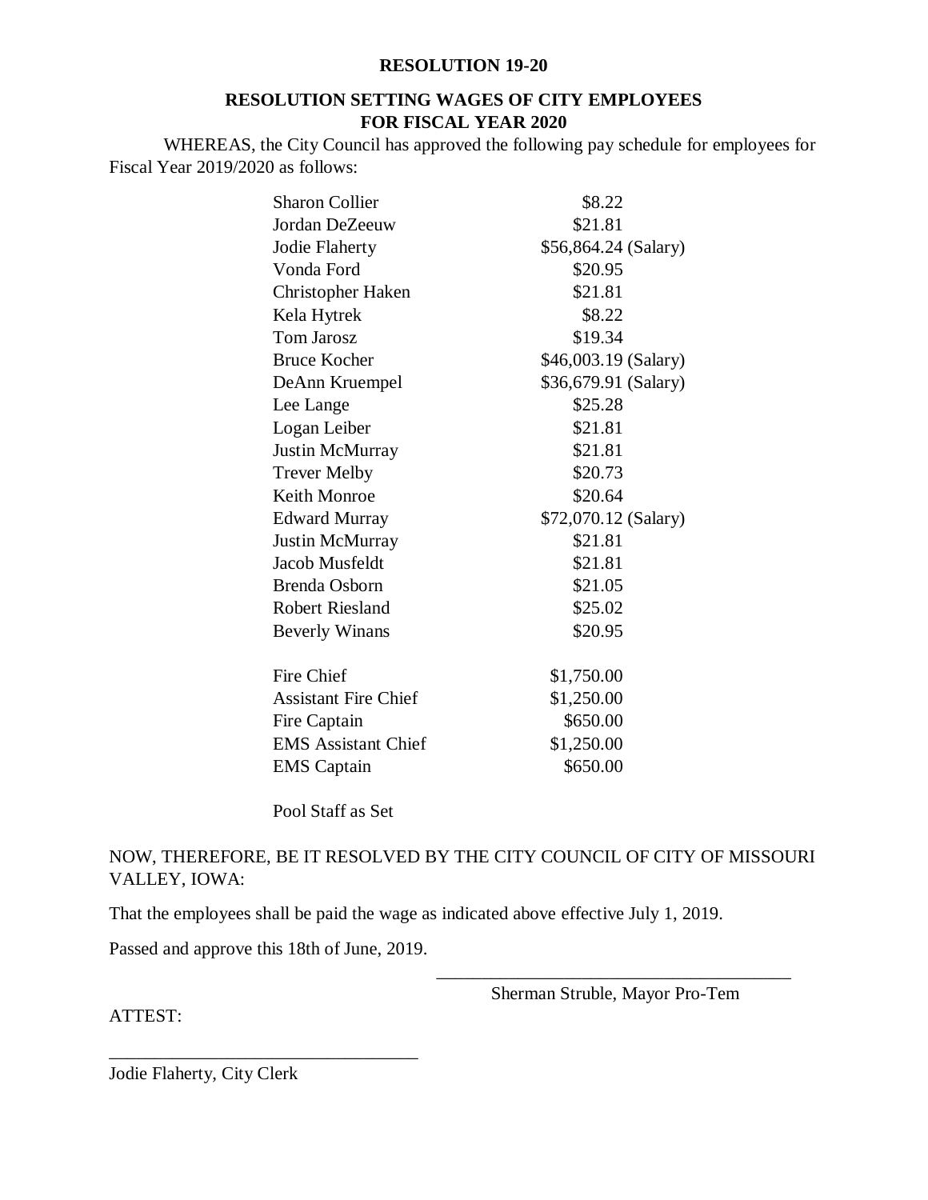# RESOLUTION 19-20

## RESOLUTION SETTING WAGES OF CITY EMPLOYEES FOR FISCAL YEAR 2020

WHEREAS, the City Council has approved the following pay schedule for employees for Fiscal Year 2019/2020 as follows:

| | |
|---|---|
| Sharon Collier | $8.22 |
| Jordan DeZeeuw | $21.81 |
| Jodie Flaherty | $56,864.24 (Salary) |
| Vonda Ford | $20.95 |
| Christopher Haken | $21.81 |
| Kela Hytrek | $8.22 |
| Tom Jarosz | $19.34 |
| Bruce Kocher | $46,003.19 (Salary) |
| DeAnn Kruempel | $36,679.91 (Salary) |
| Lee Lange | $25.28 |
| Logan Leiber | $21.81 |
| Justin McMurray | $21.81 |
| Trever Melby | $20.73 |
| Keith Monroe | $20.64 |
| Edward Murray | $72,070.12 (Salary) |
| Justin McMurray | $21.81 |
| Jacob Musfeldt | $21.81 |
| Brenda Osborn | $21.05 |
| Robert Riesland | $25.02 |
| Beverly Winans | $20.95 |
| Fire Chief | $1,750.00 |
| Assistant Fire Chief | $1,250.00 |
| Fire Captain | $650.00 |
| EMS Assistant Chief | $1,250.00 |
| EMS Captain | $650.00 |

Pool Staff as Set

NOW, THEREFORE, BE IT RESOLVED BY THE CITY COUNCIL OF CITY OF MISSOURI VALLEY, IOWA:

That the employees shall be paid the wage as indicated above effective July 1, 2019.

Passed and approve this 18th of June, 2019.

\_\_\_\_\_\_\_\_\_\_\_\_\_\_\_\_\_\_\_\_\_\_\_\_\_\_\_\_\_\_\_\_\_\_\_\_\_\_\_\_
Sherman Struble, Mayor Pro-Tem

ATTEST:

\_\_\_\_\_\_\_\_\_\_\_\_\_\_\_\_\_\_\_\_\_\_\_\_\_\_\_\_\_\_\_\_\_\_
Jodie Flaherty, City Clerk